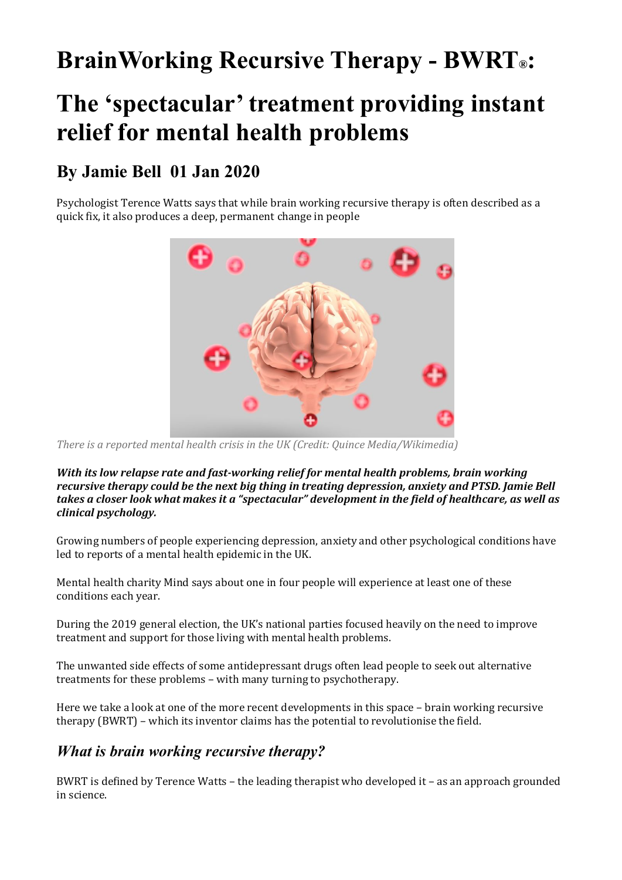# BrainWorking Recursive Therapy - BWRT®:

# The 'spectacular' treatment providing instant relief for mental health problems

## By Jamie Bell 01 Jan 2020

Psychologist Terence Watts says that while brain working recursive therapy is often described as a quick fix, it also produces a deep, permanent change in people

*There is a reported mental health crisis in the UK (Credit: Quince Media/Wikimedia)*

***With its low relapse rate and fast-working relief for mental health problems, brain working recursive therapy could be the next big thing in treating depression, anxiety and PTSD. Jamie Bell takes a closer look what makes it a "spectacular" development in the field of healthcare, as well as clinical psychology.***

Growing numbers of people experiencing depression, anxiety and other psychological conditions have led to reports of a mental health epidemic in the UK.

Mental health charity Mind says about one in four people will experience at least one of these conditions each year.

During the 2019 general election, the UK's national parties focused heavily on the need to improve treatment and support for those living with mental health problems.

The unwanted side effects of some antidepressant drugs often lead people to seek out alternative treatments for these problems – with many turning to psychotherapy.

Here we take a look at one of the more recent developments in this space – brain working recursive therapy (BWRT) – which its inventor claims has the potential to revolutionise the field.

### *What is brain working recursive therapy?*

BWRT is defined by Terence Watts – the leading therapist who developed it – as an approach grounded in science.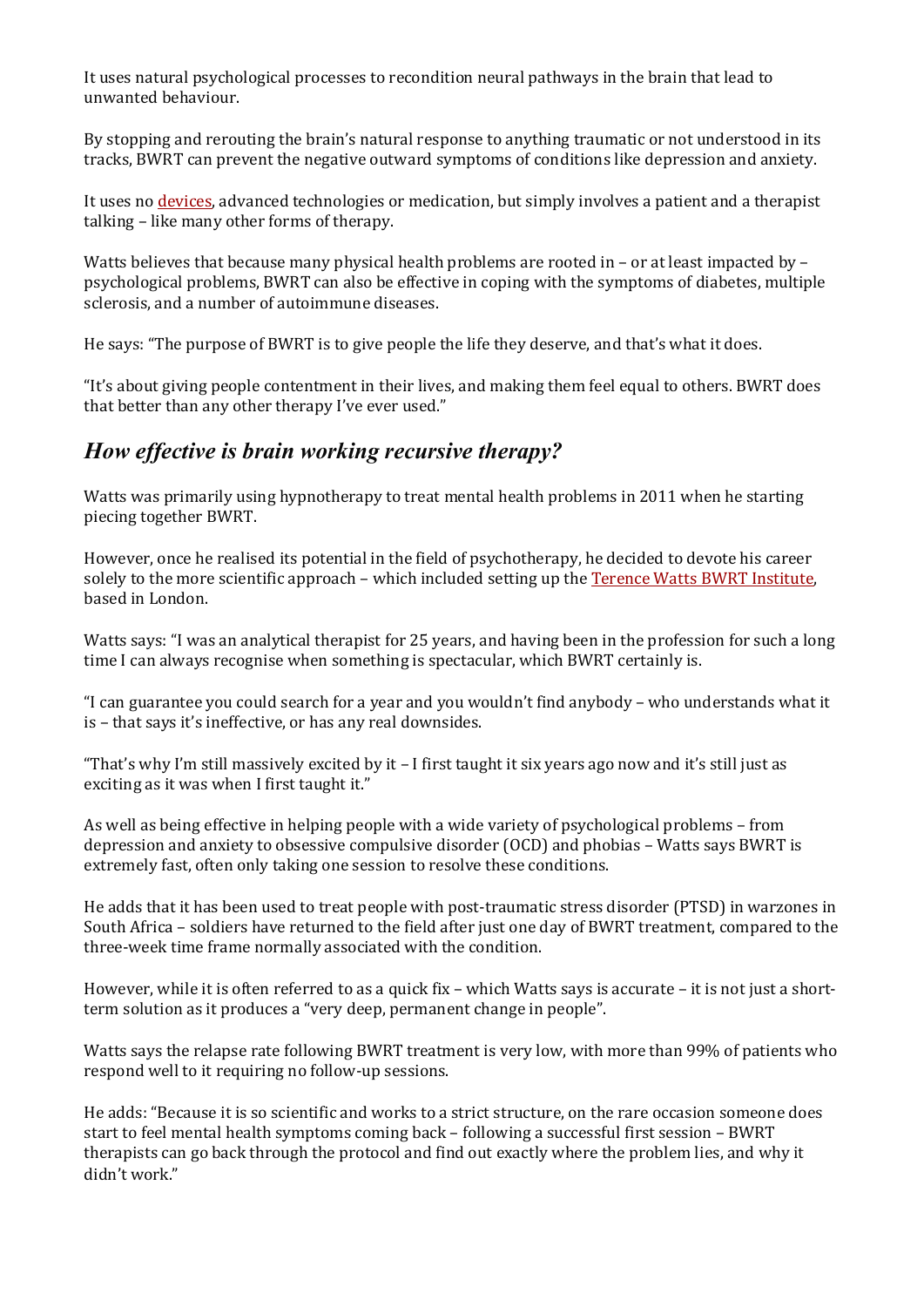It uses natural psychological processes to recondition neural pathways in the brain that lead to unwanted behaviour.

By stopping and rerouting the brain's natural response to anything traumatic or not understood in its tracks, BWRT can prevent the negative outward symptoms of conditions like depression and anxiety.

It uses no devices, advanced technologies or medication, but simply involves a patient and a therapist talking – like many other forms of therapy.

Watts believes that because many physical health problems are rooted in – or at least impacted by – psychological problems, BWRT can also be effective in coping with the symptoms of diabetes, multiple sclerosis, and a number of autoimmune diseases.

He says: "The purpose of BWRT is to give people the life they deserve, and that's what it does.

"It's about giving people contentment in their lives, and making them feel equal to others. BWRT does that better than any other therapy I've ever used."

## *How effective is brain working recursive therapy?*

Watts was primarily using hypnotherapy to treat mental health problems in 2011 when he starting piecing together BWRT.

However, once he realised its potential in the field of psychotherapy, he decided to devote his career solely to the more scientific approach – which included setting up the Terence Watts BWRT Institute, based in London.

Watts says: "I was an analytical therapist for 25 years, and having been in the profession for such a long time I can always recognise when something is spectacular, which BWRT certainly is.

"I can guarantee you could search for a year and you wouldn't find anybody – who understands what it is – that says it's ineffective, or has any real downsides.

"That's why I'm still massively excited by it – I first taught it six years ago now and it's still just as exciting as it was when I first taught it."

As well as being effective in helping people with a wide variety of psychological problems – from depression and anxiety to obsessive compulsive disorder (OCD) and phobias – Watts says BWRT is extremely fast, often only taking one session to resolve these conditions.

He adds that it has been used to treat people with post-traumatic stress disorder (PTSD) in warzones in South Africa – soldiers have returned to the field after just one day of BWRT treatment, compared to the three-week time frame normally associated with the condition.

However, while it is often referred to as a quick fix – which Watts says is accurate – it is not just a short-term solution as it produces a "very deep, permanent change in people".

Watts says the relapse rate following BWRT treatment is very low, with more than 99% of patients who respond well to it requiring no follow-up sessions.

He adds: "Because it is so scientific and works to a strict structure, on the rare occasion someone does start to feel mental health symptoms coming back – following a successful first session – BWRT therapists can go back through the protocol and find out exactly where the problem lies, and why it didn't work."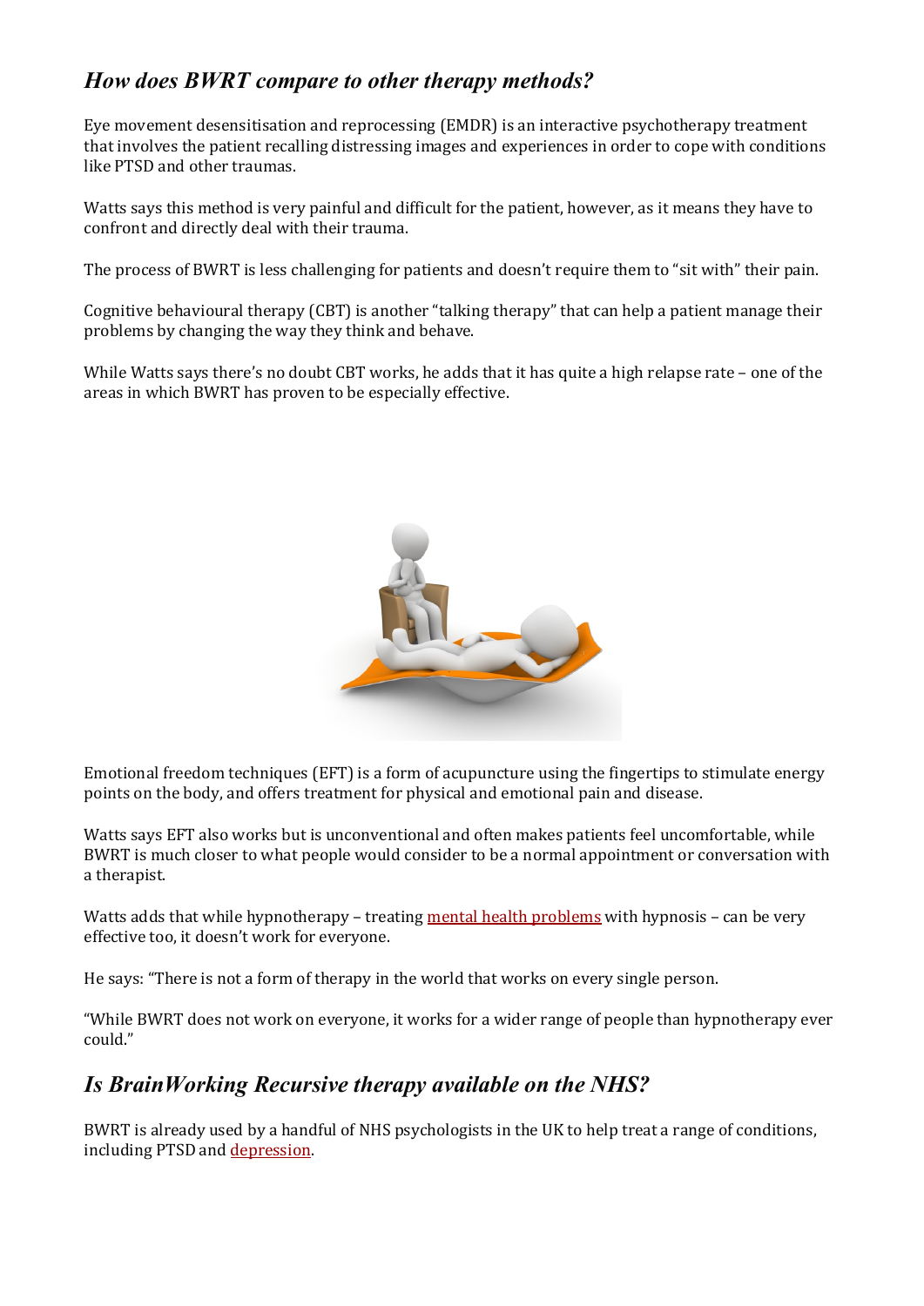## *How does BWRT compare to other therapy methods?*

Eye movement desensitisation and reprocessing (EMDR) is an interactive psychotherapy treatment that involves the patient recalling distressing images and experiences in order to cope with conditions like PTSD and other traumas.

Watts says this method is very painful and difficult for the patient, however, as it means they have to confront and directly deal with their trauma.

The process of BWRT is less challenging for patients and doesn't require them to "sit with" their pain.

Cognitive behavioural therapy (CBT) is another "talking therapy" that can help a patient manage their problems by changing the way they think and behave.

While Watts says there's no doubt CBT works, he adds that it has quite a high relapse rate – one of the areas in which BWRT has proven to be especially effective.

Emotional freedom techniques (EFT) is a form of acupuncture using the fingertips to stimulate energy points on the body, and offers treatment for physical and emotional pain and disease.

Watts says EFT also works but is unconventional and often makes patients feel uncomfortable, while BWRT is much closer to what people would consider to be a normal appointment or conversation with a therapist.

Watts adds that while hypnotherapy – treating mental health problems with hypnosis – can be very effective too, it doesn't work for everyone.

He says: "There is not a form of therapy in the world that works on every single person.

"While BWRT does not work on everyone, it works for a wider range of people than hypnotherapy ever could."

## *Is BrainWorking Recursive therapy available on the NHS?*

BWRT is already used by a handful of NHS psychologists in the UK to help treat a range of conditions, including PTSD and depression.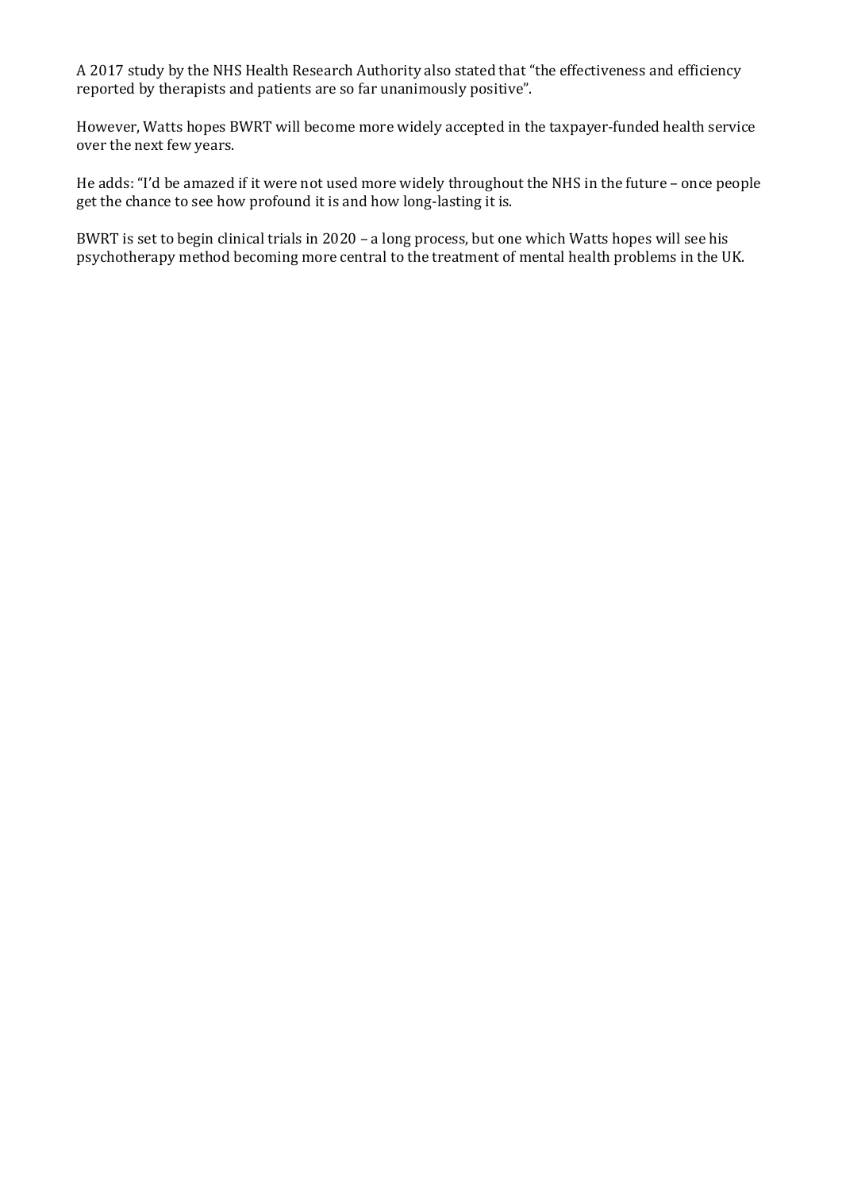A 2017 study by the NHS Health Research Authority also stated that "the effectiveness and efficiency reported by therapists and patients are so far unanimously positive".

However, Watts hopes BWRT will become more widely accepted in the taxpayer-funded health service over the next few years.

He adds: "I'd be amazed if it were not used more widely throughout the NHS in the future – once people get the chance to see how profound it is and how long-lasting it is.

BWRT is set to begin clinical trials in 2020 – a long process, but one which Watts hopes will see his psychotherapy method becoming more central to the treatment of mental health problems in the UK.